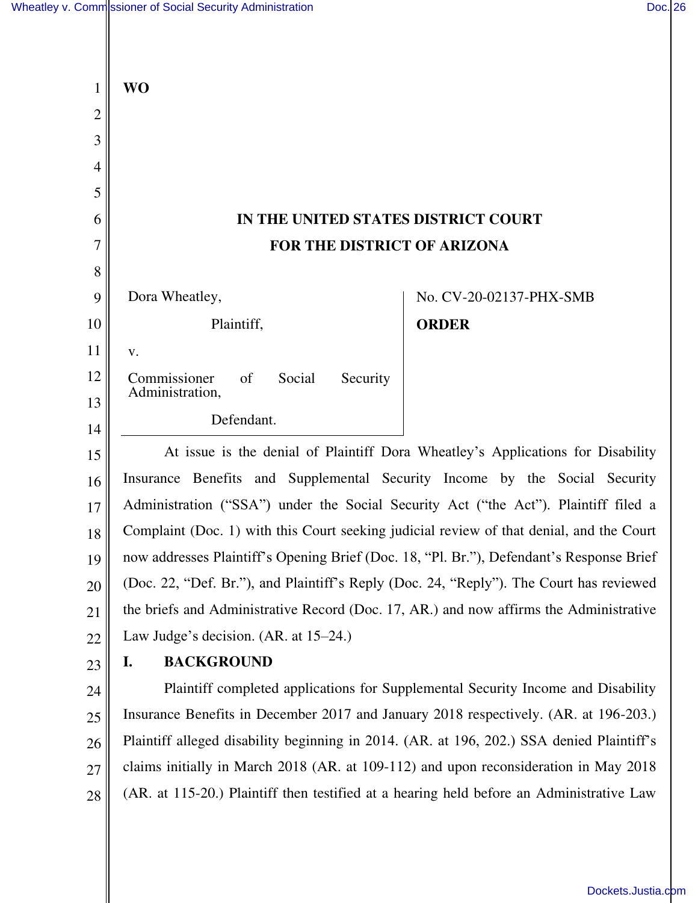**WO**

# IN THE UNITED STATES DISTRICT COURT
# FOR THE DISTRICT OF ARIZONA

Dora Wheatley,

Plaintiff,

v.

Commissioner of Social Security Administration,

Defendant.

No. CV-20-02137-PHX-SMB

**ORDER**

At issue is the denial of Plaintiff Dora Wheatley's Applications for Disability Insurance Benefits and Supplemental Security Income by the Social Security Administration ("SSA") under the Social Security Act ("the Act"). Plaintiff filed a Complaint (Doc. 1) with this Court seeking judicial review of that denial, and the Court now addresses Plaintiff's Opening Brief (Doc. 18, "Pl. Br."), Defendant's Response Brief (Doc. 22, "Def. Br."), and Plaintiff's Reply (Doc. 24, "Reply"). The Court has reviewed the briefs and Administrative Record (Doc. 17, AR.) and now affirms the Administrative Law Judge's decision. (AR. at 15–24.)

## I. BACKGROUND

Plaintiff completed applications for Supplemental Security Income and Disability Insurance Benefits in December 2017 and January 2018 respectively. (AR. at 196-203.) Plaintiff alleged disability beginning in 2014. (AR. at 196, 202.) SSA denied Plaintiff's claims initially in March 2018 (AR. at 109-112) and upon reconsideration in May 2018 (AR. at 115-20.) Plaintiff then testified at a hearing held before an Administrative Law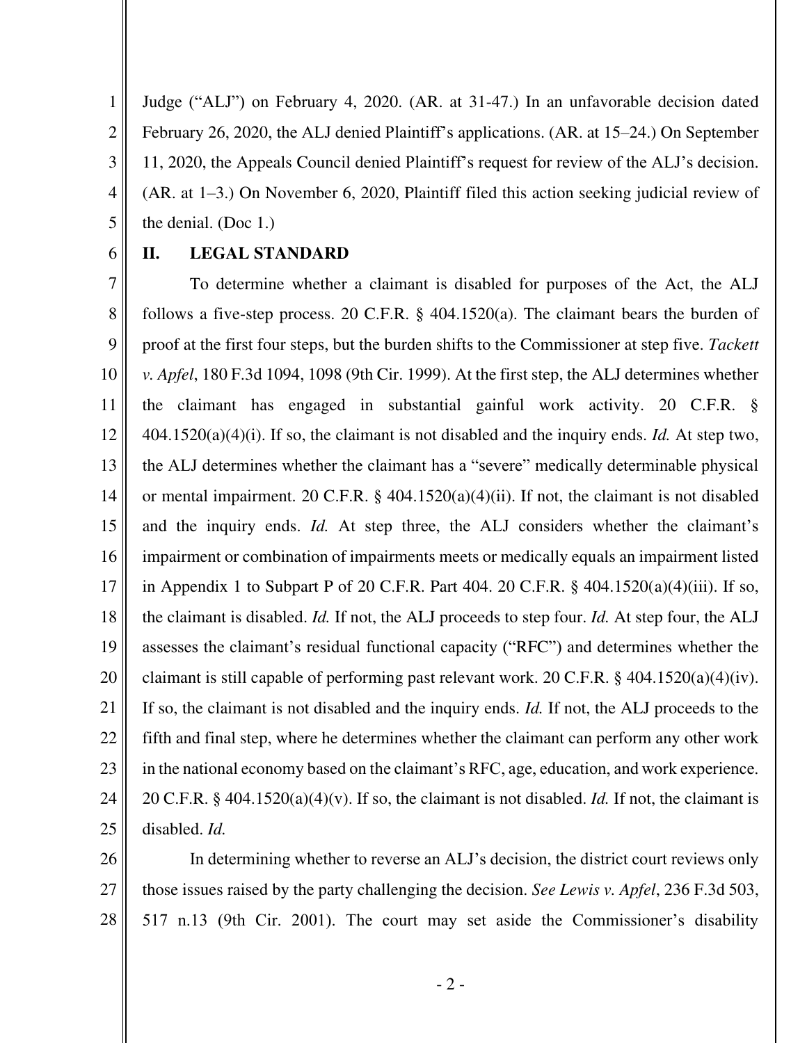Judge ("ALJ") on February 4, 2020. (AR. at 31-47.) In an unfavorable decision dated February 26, 2020, the ALJ denied Plaintiff's applications. (AR. at 15–24.) On September 11, 2020, the Appeals Council denied Plaintiff's request for review of the ALJ's decision. (AR. at 1–3.) On November 6, 2020, Plaintiff filed this action seeking judicial review of the denial. (Doc 1.)

## II. LEGAL STANDARD

To determine whether a claimant is disabled for purposes of the Act, the ALJ follows a five-step process. 20 C.F.R. § 404.1520(a). The claimant bears the burden of proof at the first four steps, but the burden shifts to the Commissioner at step five. *Tackett v. Apfel*, 180 F.3d 1094, 1098 (9th Cir. 1999). At the first step, the ALJ determines whether the claimant has engaged in substantial gainful work activity. 20 C.F.R. § 404.1520(a)(4)(i). If so, the claimant is not disabled and the inquiry ends. *Id.* At step two, the ALJ determines whether the claimant has a "severe" medically determinable physical or mental impairment. 20 C.F.R. § 404.1520(a)(4)(ii). If not, the claimant is not disabled and the inquiry ends. *Id.* At step three, the ALJ considers whether the claimant's impairment or combination of impairments meets or medically equals an impairment listed in Appendix 1 to Subpart P of 20 C.F.R. Part 404. 20 C.F.R. § 404.1520(a)(4)(iii). If so, the claimant is disabled. *Id.* If not, the ALJ proceeds to step four. *Id.* At step four, the ALJ assesses the claimant's residual functional capacity ("RFC") and determines whether the claimant is still capable of performing past relevant work. 20 C.F.R. § 404.1520(a)(4)(iv). If so, the claimant is not disabled and the inquiry ends. *Id.* If not, the ALJ proceeds to the fifth and final step, where he determines whether the claimant can perform any other work in the national economy based on the claimant's RFC, age, education, and work experience. 20 C.F.R. § 404.1520(a)(4)(v). If so, the claimant is not disabled. *Id.* If not, the claimant is disabled. *Id.*

In determining whether to reverse an ALJ's decision, the district court reviews only those issues raised by the party challenging the decision. *See Lewis v. Apfel*, 236 F.3d 503, 517 n.13 (9th Cir. 2001). The court may set aside the Commissioner's disability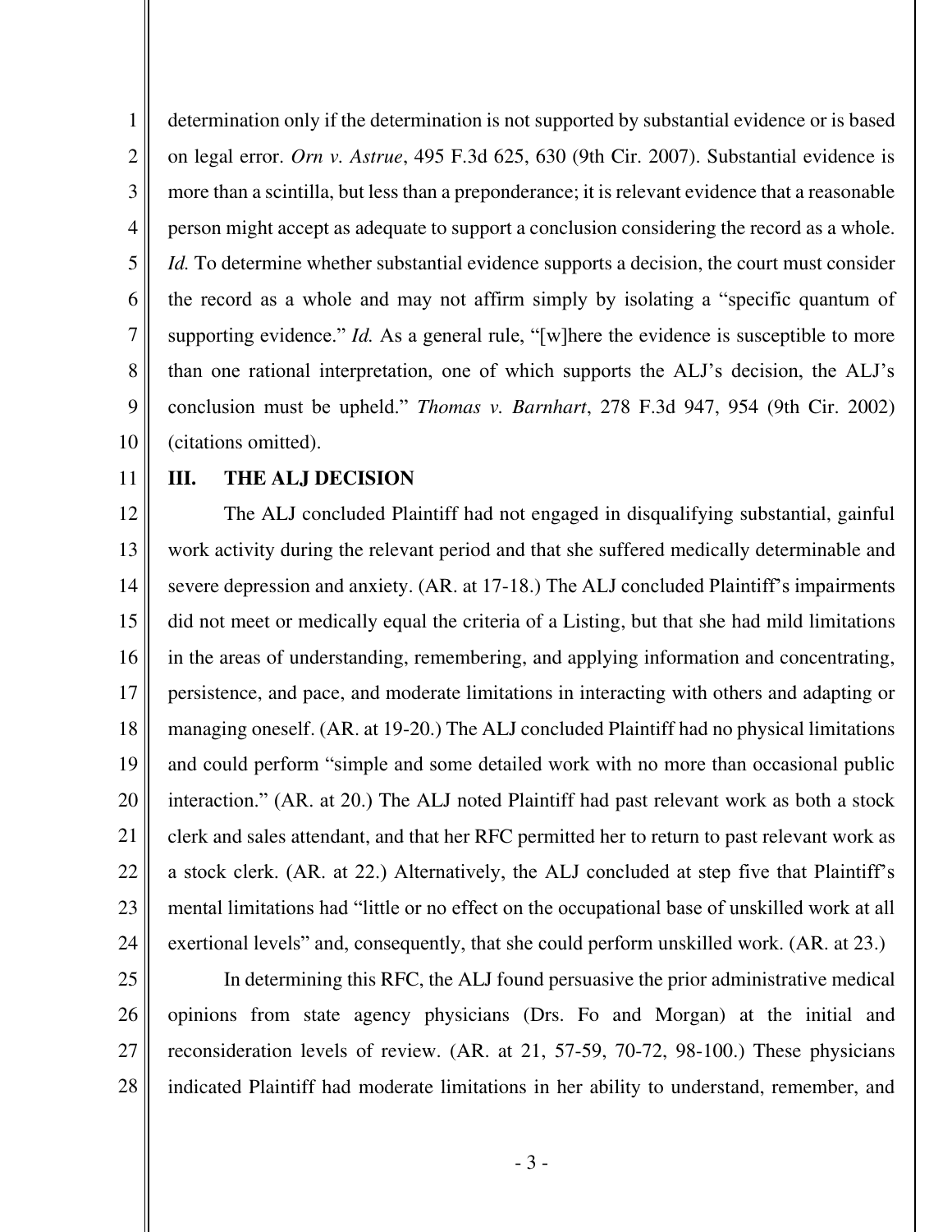determination only if the determination is not supported by substantial evidence or is based on legal error. *Orn v. Astrue*, 495 F.3d 625, 630 (9th Cir. 2007). Substantial evidence is more than a scintilla, but less than a preponderance; it is relevant evidence that a reasonable person might accept as adequate to support a conclusion considering the record as a whole. *Id.* To determine whether substantial evidence supports a decision, the court must consider the record as a whole and may not affirm simply by isolating a "specific quantum of supporting evidence." *Id.* As a general rule, "[w]here the evidence is susceptible to more than one rational interpretation, one of which supports the ALJ's decision, the ALJ's conclusion must be upheld." *Thomas v. Barnhart*, 278 F.3d 947, 954 (9th Cir. 2002) (citations omitted).

## III. THE ALJ DECISION

The ALJ concluded Plaintiff had not engaged in disqualifying substantial, gainful work activity during the relevant period and that she suffered medically determinable and severe depression and anxiety. (AR. at 17-18.) The ALJ concluded Plaintiff's impairments did not meet or medically equal the criteria of a Listing, but that she had mild limitations in the areas of understanding, remembering, and applying information and concentrating, persistence, and pace, and moderate limitations in interacting with others and adapting or managing oneself. (AR. at 19-20.) The ALJ concluded Plaintiff had no physical limitations and could perform "simple and some detailed work with no more than occasional public interaction." (AR. at 20.) The ALJ noted Plaintiff had past relevant work as both a stock clerk and sales attendant, and that her RFC permitted her to return to past relevant work as a stock clerk. (AR. at 22.) Alternatively, the ALJ concluded at step five that Plaintiff's mental limitations had "little or no effect on the occupational base of unskilled work at all exertional levels" and, consequently, that she could perform unskilled work. (AR. at 23.)

In determining this RFC, the ALJ found persuasive the prior administrative medical opinions from state agency physicians (Drs. Fo and Morgan) at the initial and reconsideration levels of review. (AR. at 21, 57-59, 70-72, 98-100.) These physicians indicated Plaintiff had moderate limitations in her ability to understand, remember, and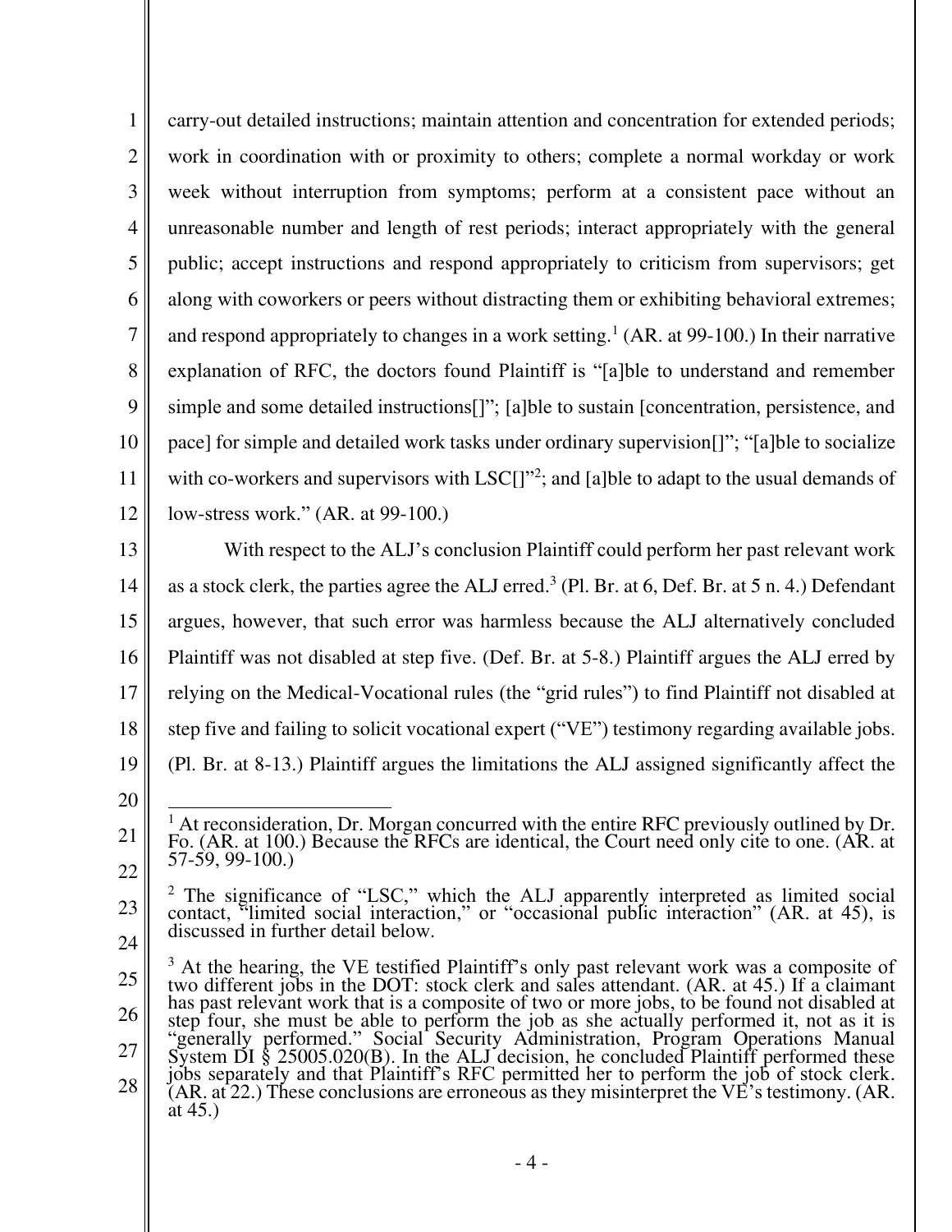carry-out detailed instructions; maintain attention and concentration for extended periods; work in coordination with or proximity to others; complete a normal workday or work week without interruption from symptoms; perform at a consistent pace without an unreasonable number and length of rest periods; interact appropriately with the general public; accept instructions and respond appropriately to criticism from supervisors; get along with coworkers or peers without distracting them or exhibiting behavioral extremes; and respond appropriately to changes in a work setting.[1] (AR. at 99-100.) In their narrative explanation of RFC, the doctors found Plaintiff is "[a]ble to understand and remember simple and some detailed instructions[]"; [a]ble to sustain [concentration, persistence, and pace] for simple and detailed work tasks under ordinary supervision[]"; "[a]ble to socialize with co-workers and supervisors with LSC[]"[2]; and [a]ble to adapt to the usual demands of low-stress work." (AR. at 99-100.)

With respect to the ALJ's conclusion Plaintiff could perform her past relevant work as a stock clerk, the parties agree the ALJ erred.[3] (Pl. Br. at 6, Def. Br. at 5 n. 4.) Defendant argues, however, that such error was harmless because the ALJ alternatively concluded Plaintiff was not disabled at step five. (Def. Br. at 5-8.) Plaintiff argues the ALJ erred by relying on the Medical-Vocational rules (the "grid rules") to find Plaintiff not disabled at step five and failing to solicit vocational expert ("VE") testimony regarding available jobs. (Pl. Br. at 8-13.) Plaintiff argues the limitations the ALJ assigned significantly affect the

---

[1] At reconsideration, Dr. Morgan concurred with the entire RFC previously outlined by Dr. Fo. (AR. at 100.) Because the RFCs are identical, the Court need only cite to one. (AR. at 57-59, 99-100.)

[2] The significance of "LSC," which the ALJ apparently interpreted as limited social contact, "limited social interaction," or "occasional public interaction" (AR. at 45), is discussed in further detail below.

[3] At the hearing, the VE testified Plaintiff's only past relevant work was a composite of two different jobs in the DOT: stock clerk and sales attendant. (AR. at 45.) If a claimant has past relevant work that is a composite of two or more jobs, to be found not disabled at step four, she must be able to perform the job as she actually performed it, not as it is "generally performed." Social Security Administration, Program Operations Manual System DI § 25005.020(B). In the ALJ decision, he concluded Plaintiff performed these jobs separately and that Plaintiff's RFC permitted her to perform the job of stock clerk. (AR. at 22.) These conclusions are erroneous as they misinterpret the VE's testimony. (AR. at 45.)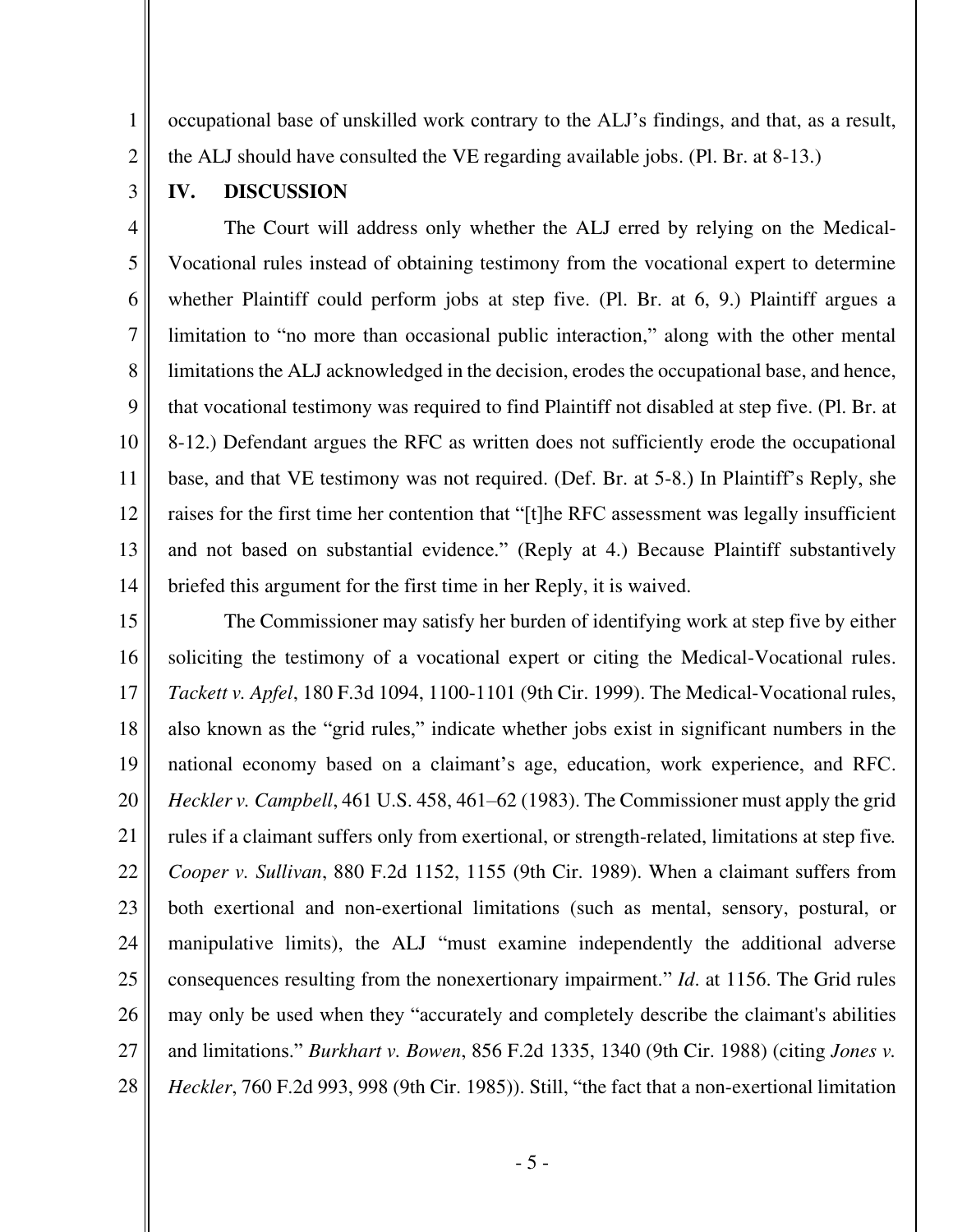occupational base of unskilled work contrary to the ALJ's findings, and that, as a result, the ALJ should have consulted the VE regarding available jobs. (Pl. Br. at 8-13.)

## IV. DISCUSSION

The Court will address only whether the ALJ erred by relying on the Medical-Vocational rules instead of obtaining testimony from the vocational expert to determine whether Plaintiff could perform jobs at step five. (Pl. Br. at 6, 9.) Plaintiff argues a limitation to "no more than occasional public interaction," along with the other mental limitations the ALJ acknowledged in the decision, erodes the occupational base, and hence, that vocational testimony was required to find Plaintiff not disabled at step five. (Pl. Br. at 8-12.) Defendant argues the RFC as written does not sufficiently erode the occupational base, and that VE testimony was not required. (Def. Br. at 5-8.) In Plaintiff's Reply, she raises for the first time her contention that "[t]he RFC assessment was legally insufficient and not based on substantial evidence." (Reply at 4.) Because Plaintiff substantively briefed this argument for the first time in her Reply, it is waived.

The Commissioner may satisfy her burden of identifying work at step five by either soliciting the testimony of a vocational expert or citing the Medical-Vocational rules. *Tackett v. Apfel*, 180 F.3d 1094, 1100-1101 (9th Cir. 1999). The Medical-Vocational rules, also known as the "grid rules," indicate whether jobs exist in significant numbers in the national economy based on a claimant's age, education, work experience, and RFC. *Heckler v. Campbell*, 461 U.S. 458, 461–62 (1983). The Commissioner must apply the grid rules if a claimant suffers only from exertional, or strength-related, limitations at step five. *Cooper v. Sullivan*, 880 F.2d 1152, 1155 (9th Cir. 1989). When a claimant suffers from both exertional and non-exertional limitations (such as mental, sensory, postural, or manipulative limits), the ALJ "must examine independently the additional adverse consequences resulting from the nonexertionary impairment." *Id.* at 1156. The Grid rules may only be used when they "accurately and completely describe the claimant's abilities and limitations." *Burkhart v. Bowen*, 856 F.2d 1335, 1340 (9th Cir. 1988) (citing *Jones v. Heckler*, 760 F.2d 993, 998 (9th Cir. 1985)). Still, "the fact that a non-exertional limitation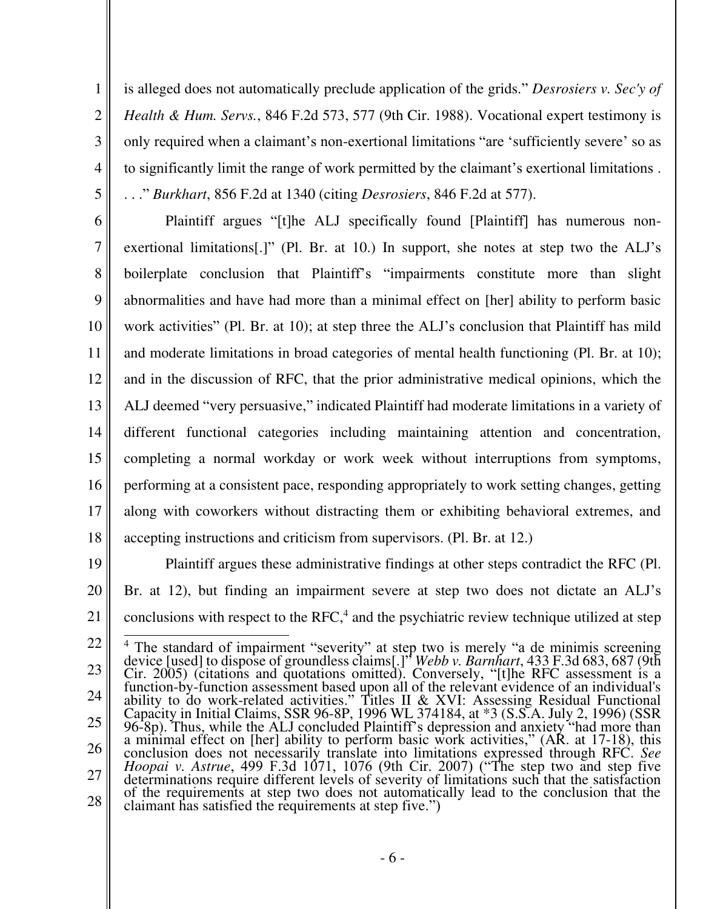is alleged does not automatically preclude application of the grids." *Desrosiers v. Sec'y of Health & Hum. Servs.*, 846 F.2d 573, 577 (9th Cir. 1988). Vocational expert testimony is only required when a claimant's non-exertional limitations "are 'sufficiently severe' so as to significantly limit the range of work permitted by the claimant's exertional limitations . . . ." *Burkhart*, 856 F.2d at 1340 (citing *Desrosiers*, 846 F.2d at 577).

Plaintiff argues "[t]he ALJ specifically found [Plaintiff] has numerous non-exertional limitations[.]" (Pl. Br. at 10.) In support, she notes at step two the ALJ's boilerplate conclusion that Plaintiff's "impairments constitute more than slight abnormalities and have had more than a minimal effect on [her] ability to perform basic work activities" (Pl. Br. at 10); at step three the ALJ's conclusion that Plaintiff has mild and moderate limitations in broad categories of mental health functioning (Pl. Br. at 10); and in the discussion of RFC, that the prior administrative medical opinions, which the ALJ deemed "very persuasive," indicated Plaintiff had moderate limitations in a variety of different functional categories including maintaining attention and concentration, completing a normal workday or work week without interruptions from symptoms, performing at a consistent pace, responding appropriately to work setting changes, getting along with coworkers without distracting them or exhibiting behavioral extremes, and accepting instructions and criticism from supervisors. (Pl. Br. at 12.)

Plaintiff argues these administrative findings at other steps contradict the RFC (Pl. Br. at 12), but finding an impairment severe at step two does not dictate an ALJ's conclusions with respect to the RFC,[4] and the psychiatric review technique utilized at step

---

[4] The standard of impairment "severity" at step two is merely "a de minimis screening device [used] to dispose of groundless claims[.]" *Webb v. Barnhart*, 433 F.3d 683, 687 (9th Cir. 2005) (citations and quotations omitted). Conversely, "[t]he RFC assessment is a function-by-function assessment based upon all of the relevant evidence of an individual's ability to do work-related activities." Titles II & XVI: Assessing Residual Functional Capacity in Initial Claims, SSR 96-8P, 1996 WL 374184, at *3 (S.S.A. July 2, 1996) (SSR 96-8p). Thus, while the ALJ concluded Plaintiff's depression and anxiety "had more than a minimal effect on [her] ability to perform basic work activities," (AR. at 17-18), this conclusion does not necessarily translate into limitations expressed through RFC. *See Hoopai v. Astrue*, 499 F.3d 1071, 1076 (9th Cir. 2007) ("The step two and step five determinations require different levels of severity of limitations such that the satisfaction of the requirements at step two does not automatically lead to the conclusion that the claimant has satisfied the requirements at step five.")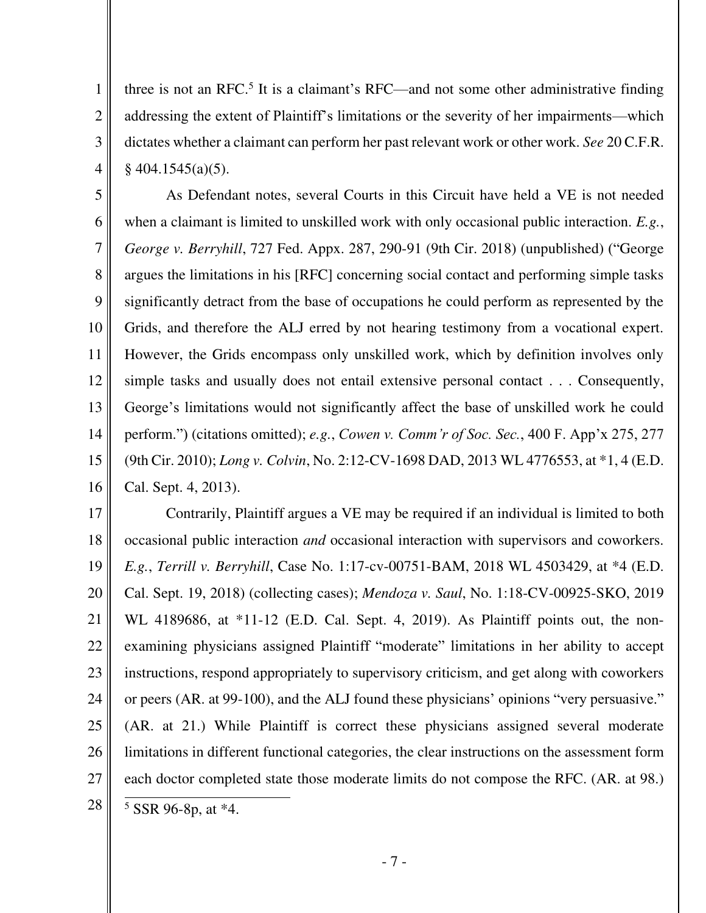three is not an RFC.[5] It is a claimant's RFC—and not some other administrative finding addressing the extent of Plaintiff's limitations or the severity of her impairments—which dictates whether a claimant can perform her past relevant work or other work. *See* 20 C.F.R. § 404.1545(a)(5).

As Defendant notes, several Courts in this Circuit have held a VE is not needed when a claimant is limited to unskilled work with only occasional public interaction. *E.g.*, *George v. Berryhill*, 727 Fed. Appx. 287, 290-91 (9th Cir. 2018) (unpublished) ("George argues the limitations in his [RFC] concerning social contact and performing simple tasks significantly detract from the base of occupations he could perform as represented by the Grids, and therefore the ALJ erred by not hearing testimony from a vocational expert. However, the Grids encompass only unskilled work, which by definition involves only simple tasks and usually does not entail extensive personal contact . . . Consequently, George's limitations would not significantly affect the base of unskilled work he could perform.") (citations omitted); *e.g.*, *Cowen v. Comm'r of Soc. Sec.*, 400 F. App'x 275, 277 (9th Cir. 2010); *Long v. Colvin*, No. 2:12-CV-1698 DAD, 2013 WL 4776553, at *1, 4 (E.D. Cal. Sept. 4, 2013).

Contrarily, Plaintiff argues a VE may be required if an individual is limited to both occasional public interaction *and* occasional interaction with supervisors and coworkers. *E.g.*, *Terrill v. Berryhill*, Case No. 1:17-cv-00751-BAM, 2018 WL 4503429, at *4 (E.D. Cal. Sept. 19, 2018) (collecting cases); *Mendoza v. Saul*, No. 1:18-CV-00925-SKO, 2019 WL 4189686, at *11-12 (E.D. Cal. Sept. 4, 2019). As Plaintiff points out, the non-examining physicians assigned Plaintiff "moderate" limitations in her ability to accept instructions, respond appropriately to supervisory criticism, and get along with coworkers or peers (AR. at 99-100), and the ALJ found these physicians' opinions "very persuasive." (AR. at 21.) While Plaintiff is correct these physicians assigned several moderate limitations in different functional categories, the clear instructions on the assessment form each doctor completed state those moderate limits do not compose the RFC. (AR. at 98.)

[5] SSR 96-8p, at *4.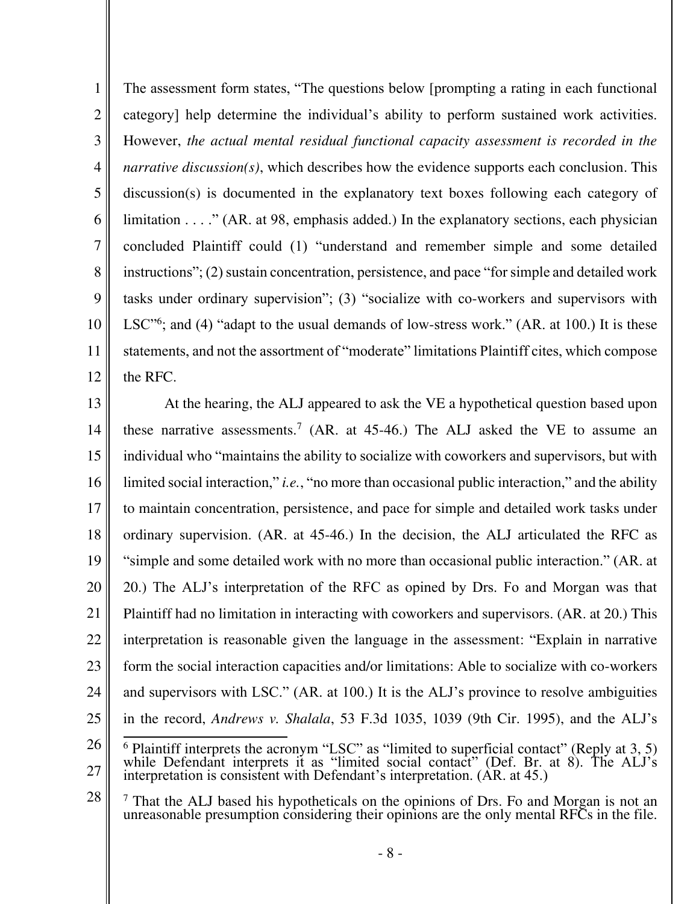The assessment form states, "The questions below [prompting a rating in each functional category] help determine the individual's ability to perform sustained work activities. However, *the actual mental residual functional capacity assessment is recorded in the narrative discussion(s)*, which describes how the evidence supports each conclusion. This discussion(s) is documented in the explanatory text boxes following each category of limitation . . . ." (AR. at 98, emphasis added.) In the explanatory sections, each physician concluded Plaintiff could (1) "understand and remember simple and some detailed instructions"; (2) sustain concentration, persistence, and pace "for simple and detailed work tasks under ordinary supervision"; (3) "socialize with co-workers and supervisors with LSC"[6]; and (4) "adapt to the usual demands of low-stress work." (AR. at 100.) It is these statements, and not the assortment of "moderate" limitations Plaintiff cites, which compose the RFC.

At the hearing, the ALJ appeared to ask the VE a hypothetical question based upon these narrative assessments.[7] (AR. at 45-46.) The ALJ asked the VE to assume an individual who "maintains the ability to socialize with coworkers and supervisors, but with limited social interaction," *i.e.*, "no more than occasional public interaction," and the ability to maintain concentration, persistence, and pace for simple and detailed work tasks under ordinary supervision. (AR. at 45-46.) In the decision, the ALJ articulated the RFC as "simple and some detailed work with no more than occasional public interaction." (AR. at 20.) The ALJ's interpretation of the RFC as opined by Drs. Fo and Morgan was that Plaintiff had no limitation in interacting with coworkers and supervisors. (AR. at 20.) This interpretation is reasonable given the language in the assessment: "Explain in narrative form the social interaction capacities and/or limitations: Able to socialize with co-workers and supervisors with LSC." (AR. at 100.) It is the ALJ's province to resolve ambiguities in the record, *Andrews v. Shalala*, 53 F.3d 1035, 1039 (9th Cir. 1995), and the ALJ's

---

[6] Plaintiff interprets the acronym "LSC" as "limited to superficial contact" (Reply at 3, 5) while Defendant interprets it as "limited social contact" (Def. Br. at 8). The ALJ's interpretation is consistent with Defendant's interpretation. (AR. at 45.)

[7] That the ALJ based his hypotheticals on the opinions of Drs. Fo and Morgan is not an unreasonable presumption considering their opinions are the only mental RFCs in the file.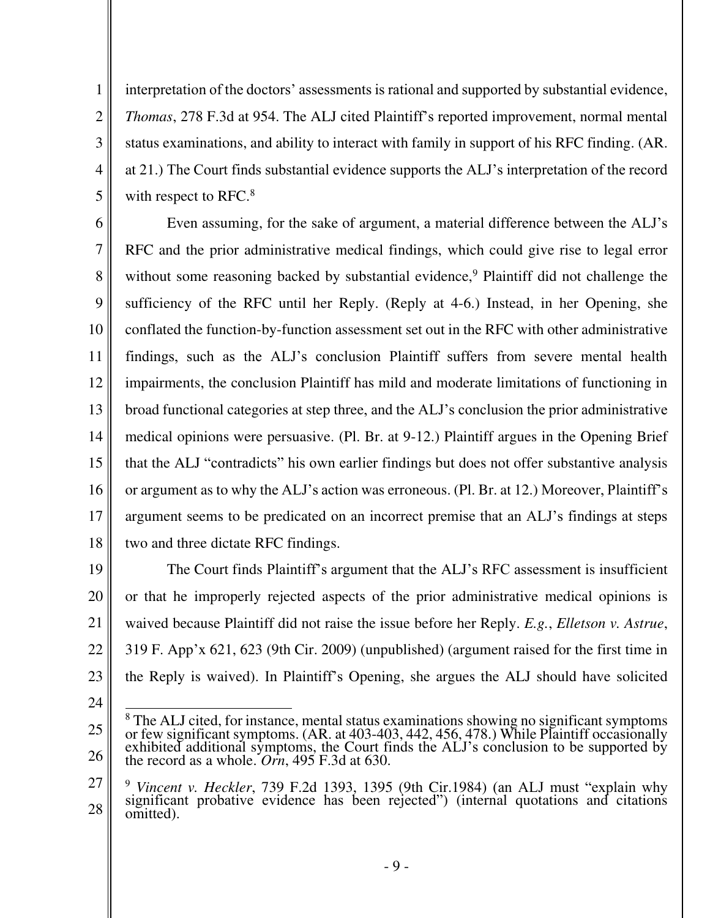interpretation of the doctors' assessments is rational and supported by substantial evidence, *Thomas*, 278 F.3d at 954. The ALJ cited Plaintiff's reported improvement, normal mental status examinations, and ability to interact with family in support of his RFC finding. (AR. at 21.) The Court finds substantial evidence supports the ALJ's interpretation of the record with respect to RFC.[8]

Even assuming, for the sake of argument, a material difference between the ALJ's RFC and the prior administrative medical findings, which could give rise to legal error without some reasoning backed by substantial evidence,[9] Plaintiff did not challenge the sufficiency of the RFC until her Reply. (Reply at 4-6.) Instead, in her Opening, she conflated the function-by-function assessment set out in the RFC with other administrative findings, such as the ALJ's conclusion Plaintiff suffers from severe mental health impairments, the conclusion Plaintiff has mild and moderate limitations of functioning in broad functional categories at step three, and the ALJ's conclusion the prior administrative medical opinions were persuasive. (Pl. Br. at 9-12.) Plaintiff argues in the Opening Brief that the ALJ "contradicts" his own earlier findings but does not offer substantive analysis or argument as to why the ALJ's action was erroneous. (Pl. Br. at 12.) Moreover, Plaintiff's argument seems to be predicated on an incorrect premise that an ALJ's findings at steps two and three dictate RFC findings.

The Court finds Plaintiff's argument that the ALJ's RFC assessment is insufficient or that he improperly rejected aspects of the prior administrative medical opinions is waived because Plaintiff did not raise the issue before her Reply. *E.g.*, *Elletson v. Astrue*, 319 F. App'x 621, 623 (9th Cir. 2009) (unpublished) (argument raised for the first time in the Reply is waived). In Plaintiff's Opening, she argues the ALJ should have solicited

---

[8] The ALJ cited, for instance, mental status examinations showing no significant symptoms or few significant symptoms. (AR. at 403-403, 442, 456, 478.) While Plaintiff occasionally exhibited additional symptoms, the Court finds the ALJ's conclusion to be supported by the record as a whole. *Orn*, 495 F.3d at 630.

[9] *Vincent v. Heckler*, 739 F.2d 1393, 1395 (9th Cir.1984) (an ALJ must "explain why significant probative evidence has been rejected") (internal quotations and citations omitted).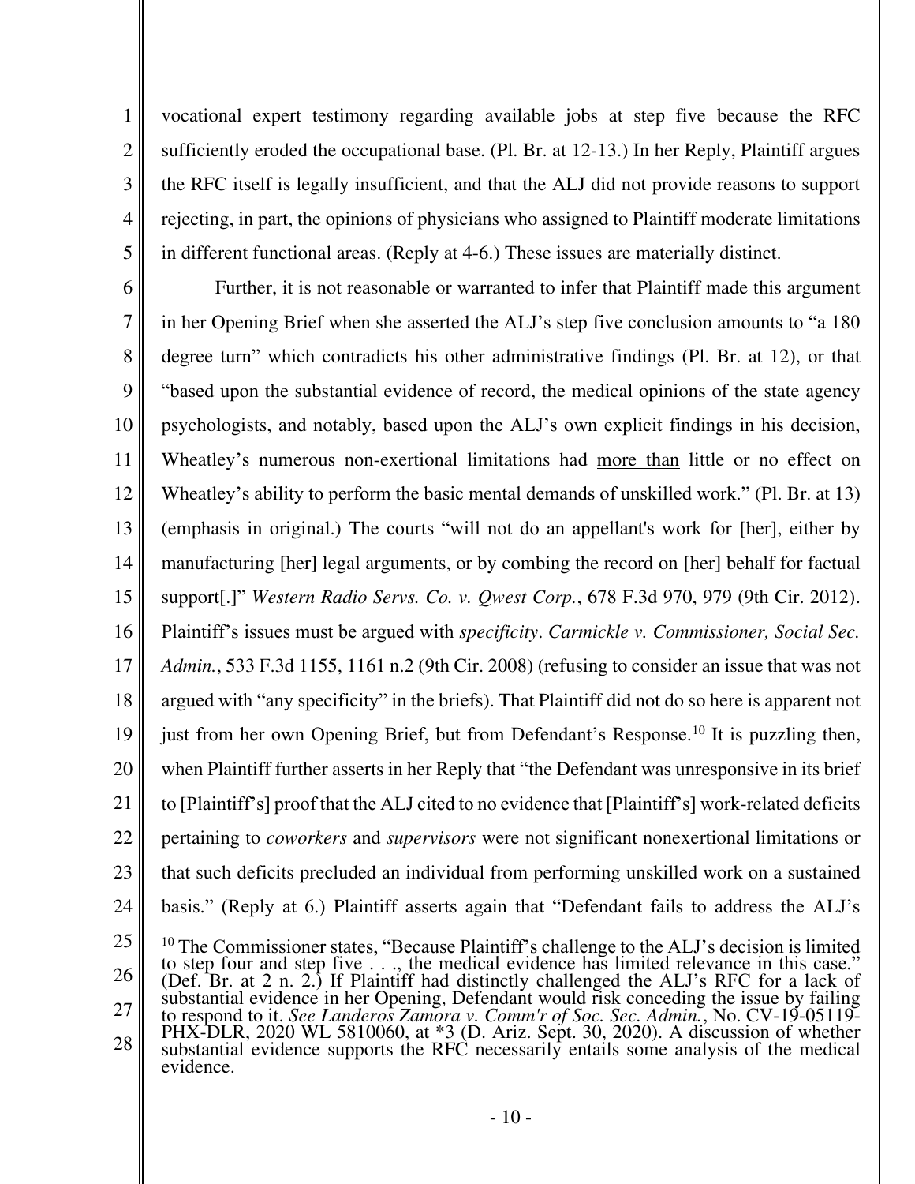vocational expert testimony regarding available jobs at step five because the RFC sufficiently eroded the occupational base. (Pl. Br. at 12-13.) In her Reply, Plaintiff argues the RFC itself is legally insufficient, and that the ALJ did not provide reasons to support rejecting, in part, the opinions of physicians who assigned to Plaintiff moderate limitations in different functional areas. (Reply at 4-6.) These issues are materially distinct.

Further, it is not reasonable or warranted to infer that Plaintiff made this argument in her Opening Brief when she asserted the ALJ's step five conclusion amounts to "a 180 degree turn" which contradicts his other administrative findings (Pl. Br. at 12), or that "based upon the substantial evidence of record, the medical opinions of the state agency psychologists, and notably, based upon the ALJ's own explicit findings in his decision, Wheatley's numerous non-exertional limitations had <u>more than</u> little or no effect on Wheatley's ability to perform the basic mental demands of unskilled work." (Pl. Br. at 13) (emphasis in original.) The courts "will not do an appellant's work for [her], either by manufacturing [her] legal arguments, or by combing the record on [her] behalf for factual support[.]" *Western Radio Servs. Co. v. Qwest Corp.*, 678 F.3d 970, 979 (9th Cir. 2012). Plaintiff's issues must be argued with *specificity*. *Carmickle v. Commissioner, Social Sec. Admin.*, 533 F.3d 1155, 1161 n.2 (9th Cir. 2008) (refusing to consider an issue that was not argued with "any specificity" in the briefs). That Plaintiff did not do so here is apparent not just from her own Opening Brief, but from Defendant's Response.[10] It is puzzling then, when Plaintiff further asserts in her Reply that "the Defendant was unresponsive in its brief to [Plaintiff's] proof that the ALJ cited to no evidence that [Plaintiff's] work-related deficits pertaining to *coworkers* and *supervisors* were not significant nonexertional limitations or that such deficits precluded an individual from performing unskilled work on a sustained basis." (Reply at 6.) Plaintiff asserts again that "Defendant fails to address the ALJ's

---

[10] The Commissioner states, "Because Plaintiff's challenge to the ALJ's decision is limited to step four and step five . . ., the medical evidence has limited relevance in this case." (Def. Br. at 2 n. 2.) If Plaintiff had distinctly challenged the ALJ's RFC for a lack of substantial evidence in her Opening, Defendant would risk conceding the issue by failing to respond to it. *See Landeros Zamora v. Comm'r of Soc. Sec. Admin.*, No. CV-19-05119-PHX-DLR, 2020 WL 5810060, at *3 (D. Ariz. Sept. 30, 2020). A discussion of whether substantial evidence supports the RFC necessarily entails some analysis of the medical evidence.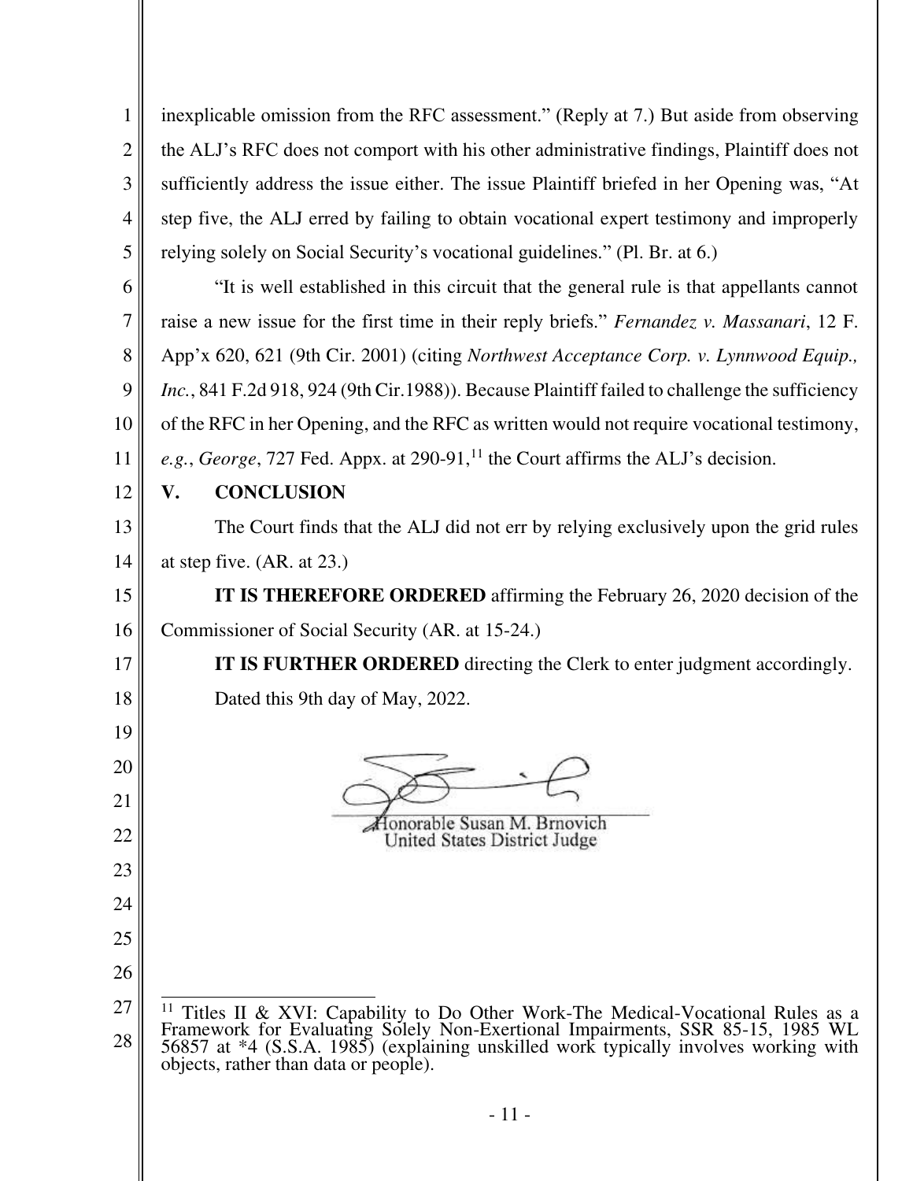inexplicable omission from the RFC assessment." (Reply at 7.) But aside from observing the ALJ's RFC does not comport with his other administrative findings, Plaintiff does not sufficiently address the issue either. The issue Plaintiff briefed in her Opening was, "At step five, the ALJ erred by failing to obtain vocational expert testimony and improperly relying solely on Social Security's vocational guidelines." (Pl. Br. at 6.)

"It is well established in this circuit that the general rule is that appellants cannot raise a new issue for the first time in their reply briefs." *Fernandez v. Massanari*, 12 F. App'x 620, 621 (9th Cir. 2001) (citing *Northwest Acceptance Corp. v. Lynnwood Equip., Inc.*, 841 F.2d 918, 924 (9th Cir.1988)). Because Plaintiff failed to challenge the sufficiency of the RFC in her Opening, and the RFC as written would not require vocational testimony, *e.g.*, *George*, 727 Fed. Appx. at 290-91,[11] the Court affirms the ALJ's decision.

## V. CONCLUSION

The Court finds that the ALJ did not err by relying exclusively upon the grid rules at step five. (AR. at 23.)

**IT IS THEREFORE ORDERED** affirming the February 26, 2020 decision of the Commissioner of Social Security (AR. at 15-24.)

**IT IS FURTHER ORDERED** directing the Clerk to enter judgment accordingly.

Dated this 9th day of May, 2022.

Honorable Susan M. Brnovich
United States District Judge

---

[11] Titles II & XVI: Capability to Do Other Work-The Medical-Vocational Rules as a Framework for Evaluating Solely Non-Exertional Impairments, SSR 85-15, 1985 WL 56857 at *4 (S.S.A. 1985) (explaining unskilled work typically involves working with objects, rather than data or people).